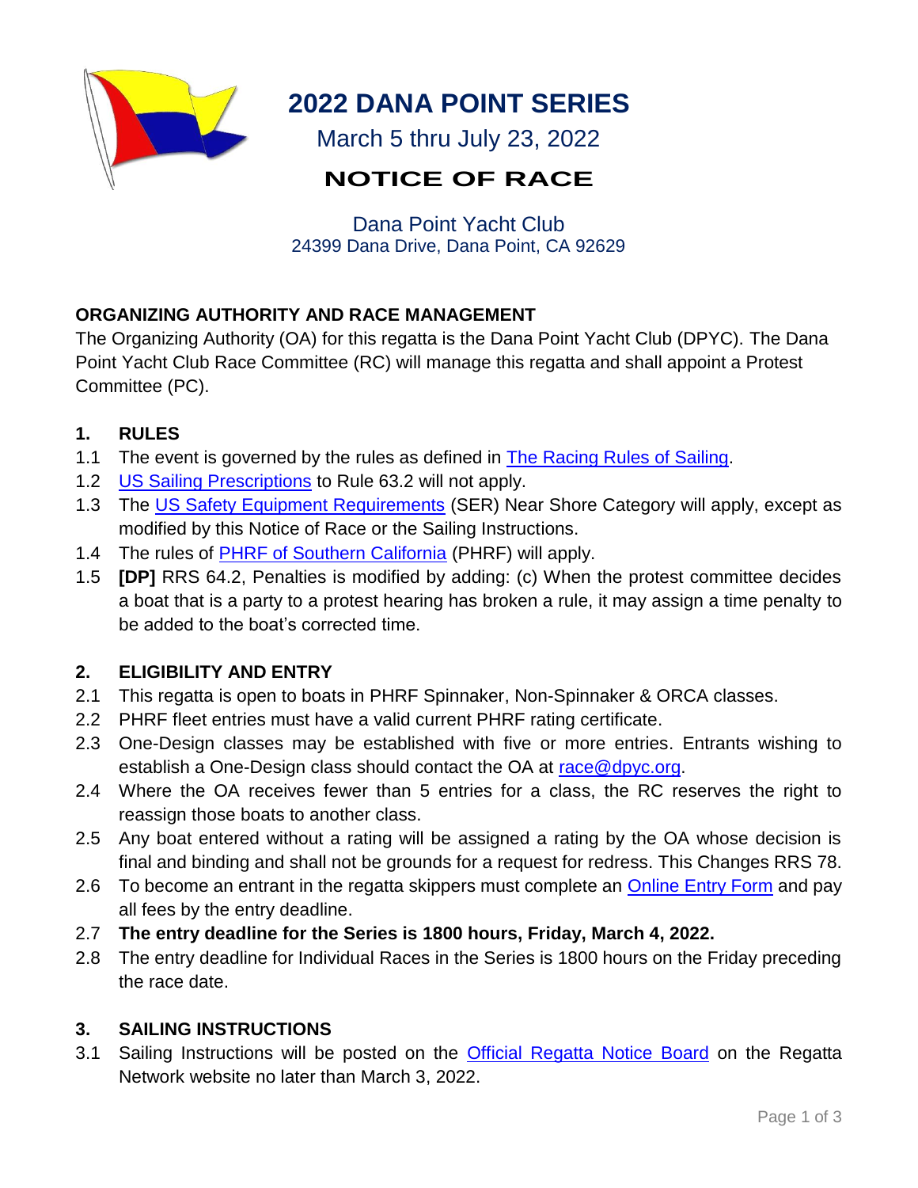# 2022 DANA POINT SERIES

March 5 thru July 23, 2022

## NOTICE OF RACE

Dana Point Yacht Club
24399 Dana Drive, Dana Point, CA 92629

### ORGANIZING AUTHORITY AND RACE MANAGEMENT

The Organizing Authority (OA) for this regatta is the Dana Point Yacht Club (DPYC). The Dana Point Yacht Club Race Committee (RC) will manage this regatta and shall appoint a Protest Committee (PC).

### 1. RULES

1.1 The event is governed by the rules as defined in The Racing Rules of Sailing.

1.2 US Sailing Prescriptions to Rule 63.2 will not apply.

1.3 The US Safety Equipment Requirements (SER) Near Shore Category will apply, except as modified by this Notice of Race or the Sailing Instructions.

1.4 The rules of PHRF of Southern California (PHRF) will apply.

1.5 **[DP]** RRS 64.2, Penalties is modified by adding: (c) When the protest committee decides a boat that is a party to a protest hearing has broken a rule, it may assign a time penalty to be added to the boat's corrected time.

### 2. ELIGIBILITY AND ENTRY

2.1 This regatta is open to boats in PHRF Spinnaker, Non-Spinnaker & ORCA classes.

2.2 PHRF fleet entries must have a valid current PHRF rating certificate.

2.3 One-Design classes may be established with five or more entries. Entrants wishing to establish a One-Design class should contact the OA at race@dpyc.org.

2.4 Where the OA receives fewer than 5 entries for a class, the RC reserves the right to reassign those boats to another class.

2.5 Any boat entered without a rating will be assigned a rating by the OA whose decision is final and binding and shall not be grounds for a request for redress. This Changes RRS 78.

2.6 To become an entrant in the regatta skippers must complete an Online Entry Form and pay all fees by the entry deadline.

2.7 **The entry deadline for the Series is 1800 hours, Friday, March 4, 2022.**

2.8 The entry deadline for Individual Races in the Series is 1800 hours on the Friday preceding the race date.

### 3. SAILING INSTRUCTIONS

3.1 Sailing Instructions will be posted on the Official Regatta Notice Board on the Regatta Network website no later than March 3, 2022.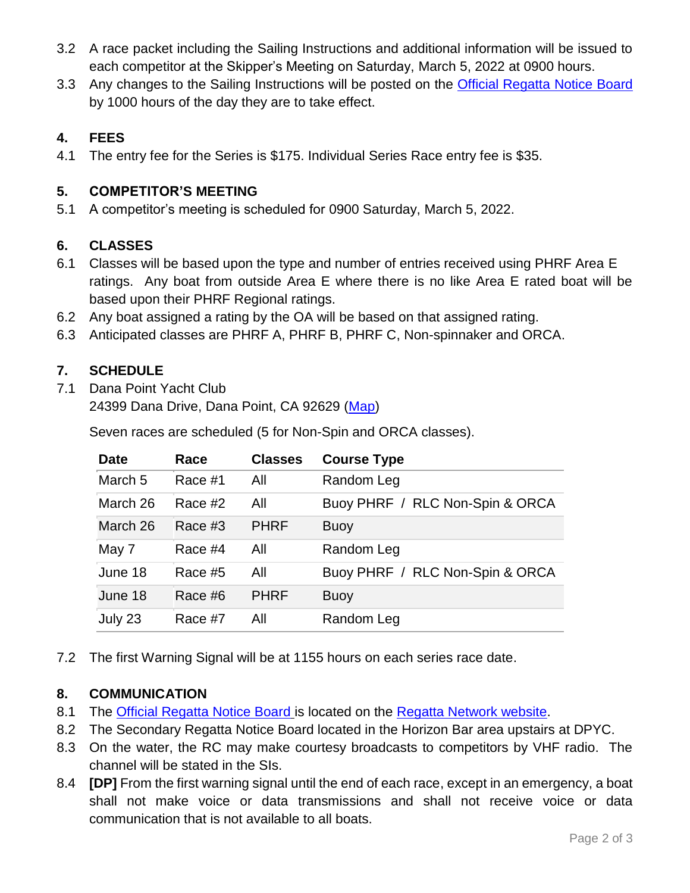3.2 A race packet including the Sailing Instructions and additional information will be issued to each competitor at the Skipper's Meeting on Saturday, March 5, 2022 at 0900 hours.

3.3 Any changes to the Sailing Instructions will be posted on the [Official Regatta Notice Board] by 1000 hours of the day they are to take effect.

## 4. FEES

4.1 The entry fee for the Series is $175. Individual Series Race entry fee is $35.

## 5. COMPETITOR'S MEETING

5.1 A competitor's meeting is scheduled for 0900 Saturday, March 5, 2022.

## 6. CLASSES

6.1 Classes will be based upon the type and number of entries received using PHRF Area E ratings. Any boat from outside Area E where there is no like Area E rated boat will be based upon their PHRF Regional ratings.

6.2 Any boat assigned a rating by the OA will be based on that assigned rating.

6.3 Anticipated classes are PHRF A, PHRF B, PHRF C, Non-spinnaker and ORCA.

## 7. SCHEDULE

7.1 Dana Point Yacht Club
24399 Dana Drive, Dana Point, CA 92629 ([Map])

Seven races are scheduled (5 for Non-Spin and ORCA classes).

| Date | Race | Classes | Course Type |
|---|---|---|---|
| March 5 | Race #1 | All | Random Leg |
| March 26 | Race #2 | All | Buoy PHRF / RLC Non-Spin & ORCA |
| March 26 | Race #3 | PHRF | Buoy |
| May 7 | Race #4 | All | Random Leg |
| June 18 | Race #5 | All | Buoy PHRF / RLC Non-Spin & ORCA |
| June 18 | Race #6 | PHRF | Buoy |
| July 23 | Race #7 | All | Random Leg |

7.2 The first Warning Signal will be at 1155 hours on each series race date.

## 8. COMMUNICATION

8.1 The [Official Regatta Notice Board] is located on the [Regatta Network website].

8.2 The Secondary Regatta Notice Board located in the Horizon Bar area upstairs at DPYC.

8.3 On the water, the RC may make courtesy broadcasts to competitors by VHF radio. The channel will be stated in the SIs.

8.4 **[DP]** From the first warning signal until the end of each race, except in an emergency, a boat shall not make voice or data transmissions and shall not receive voice or data communication that is not available to all boats.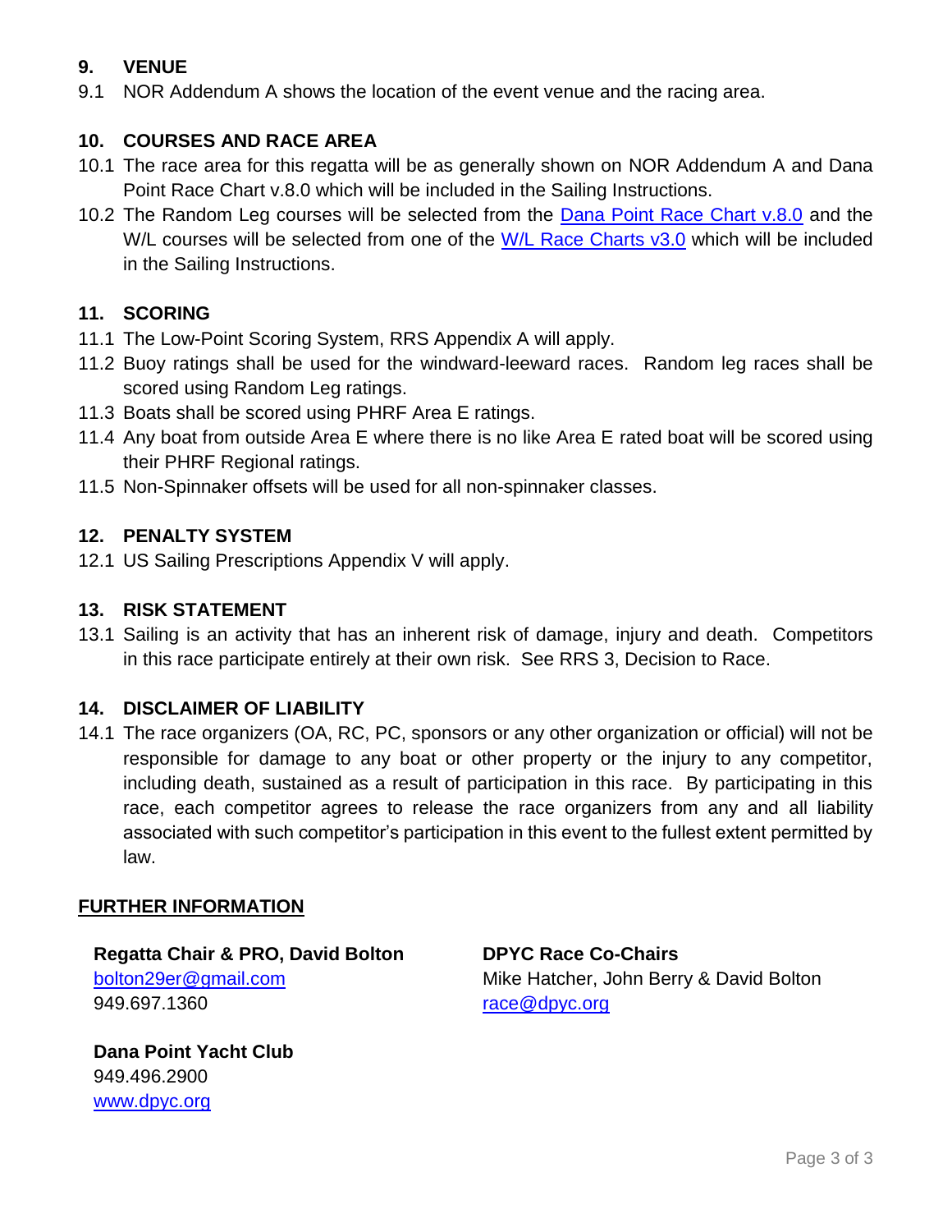## 9. VENUE

9.1 NOR Addendum A shows the location of the event venue and the racing area.

## 10. COURSES AND RACE AREA

10.1 The race area for this regatta will be as generally shown on NOR Addendum A and Dana Point Race Chart v.8.0 which will be included in the Sailing Instructions.

10.2 The Random Leg courses will be selected from the Dana Point Race Chart v.8.0 and the W/L courses will be selected from one of the W/L Race Charts v3.0 which will be included in the Sailing Instructions.

## 11. SCORING

11.1 The Low-Point Scoring System, RRS Appendix A will apply.

11.2 Buoy ratings shall be used for the windward-leeward races. Random leg races shall be scored using Random Leg ratings.

11.3 Boats shall be scored using PHRF Area E ratings.

11.4 Any boat from outside Area E where there is no like Area E rated boat will be scored using their PHRF Regional ratings.

11.5 Non-Spinnaker offsets will be used for all non-spinnaker classes.

## 12. PENALTY SYSTEM

12.1 US Sailing Prescriptions Appendix V will apply.

## 13. RISK STATEMENT

13.1 Sailing is an activity that has an inherent risk of damage, injury and death. Competitors in this race participate entirely at their own risk. See RRS 3, Decision to Race.

## 14. DISCLAIMER OF LIABILITY

14.1 The race organizers (OA, RC, PC, sponsors or any other organization or official) will not be responsible for damage to any boat or other property or the injury to any competitor, including death, sustained as a result of participation in this race. By participating in this race, each competitor agrees to release the race organizers from any and all liability associated with such competitor's participation in this event to the fullest extent permitted by law.

## FURTHER INFORMATION

**Regatta Chair & PRO, David Bolton**
bolton29er@gmail.com
949.697.1360

**DPYC Race Co-Chairs**
Mike Hatcher, John Berry & David Bolton
race@dpyc.org

**Dana Point Yacht Club**
949.496.2900
www.dpyc.org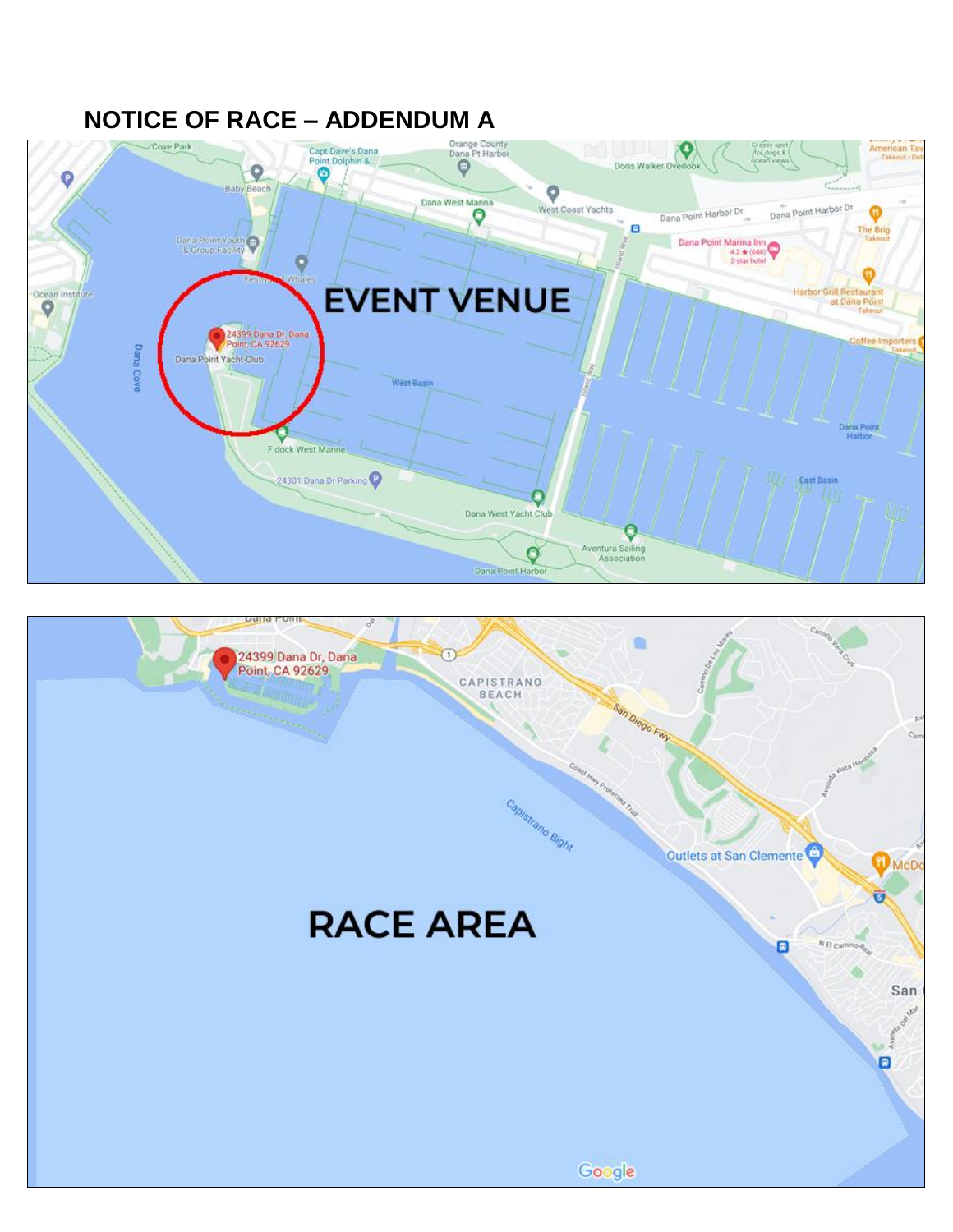## NOTICE OF RACE – ADDENDUM A

EVENT VENUE

24399 Dana Dr, Dana Point, CA 92629

Dana Point Yacht Club

RACE AREA

24399 Dana Dr, Dana Point, CA 92629